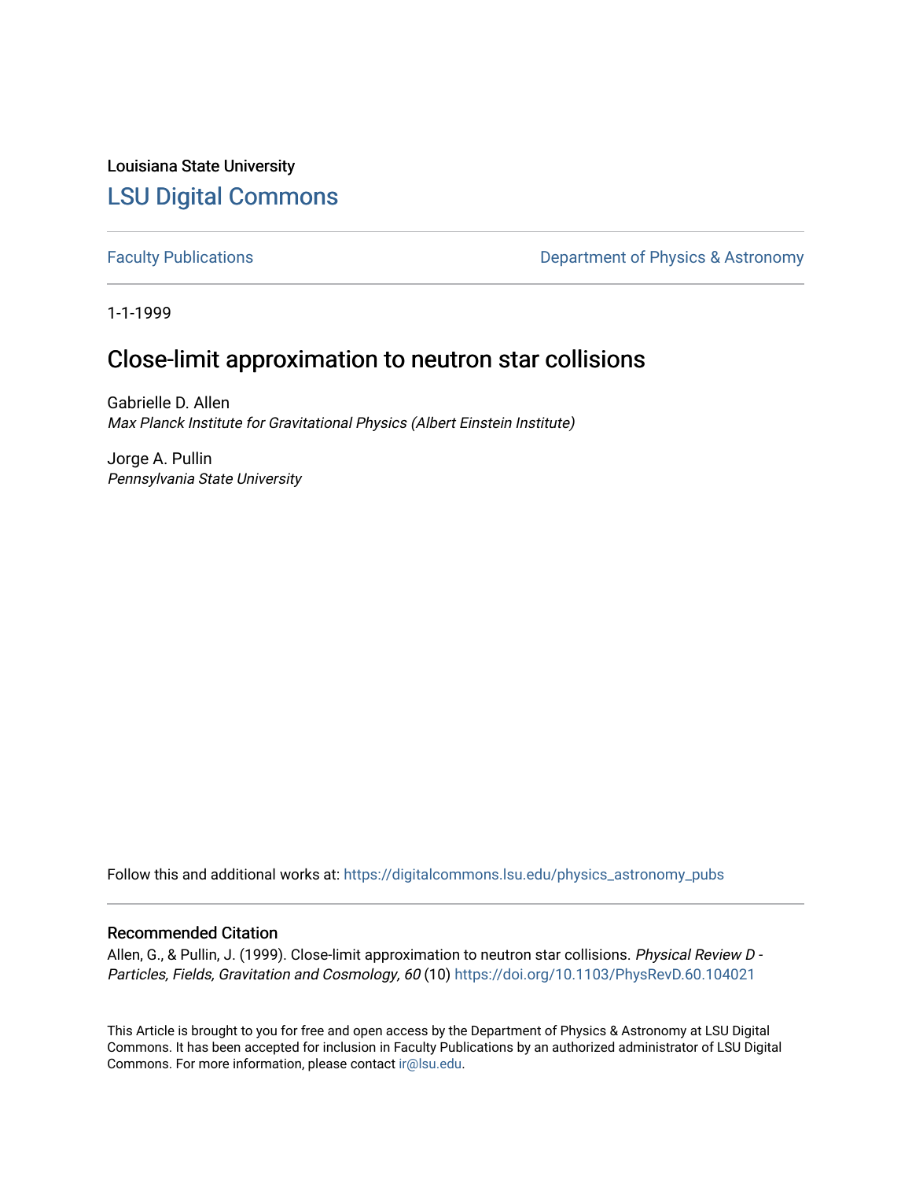Louisiana State University

# LSU Digital Commons

Faculty Publications

Department of Physics & Astronomy

1-1-1999

## Close-limit approximation to neutron star collisions

Gabrielle D. Allen
*Max Planck Institute for Gravitational Physics (Albert Einstein Institute)*

Jorge A. Pullin
*Pennsylvania State University*

Follow this and additional works at: https://digitalcommons.lsu.edu/physics_astronomy_pubs

### Recommended Citation

Allen, G., & Pullin, J. (1999). Close-limit approximation to neutron star collisions. *Physical Review D - Particles, Fields, Gravitation and Cosmology, 60* (10) https://doi.org/10.1103/PhysRevD.60.104021

This Article is brought to you for free and open access by the Department of Physics & Astronomy at LSU Digital Commons. It has been accepted for inclusion in Faculty Publications by an authorized administrator of LSU Digital Commons. For more information, please contact ir@lsu.edu.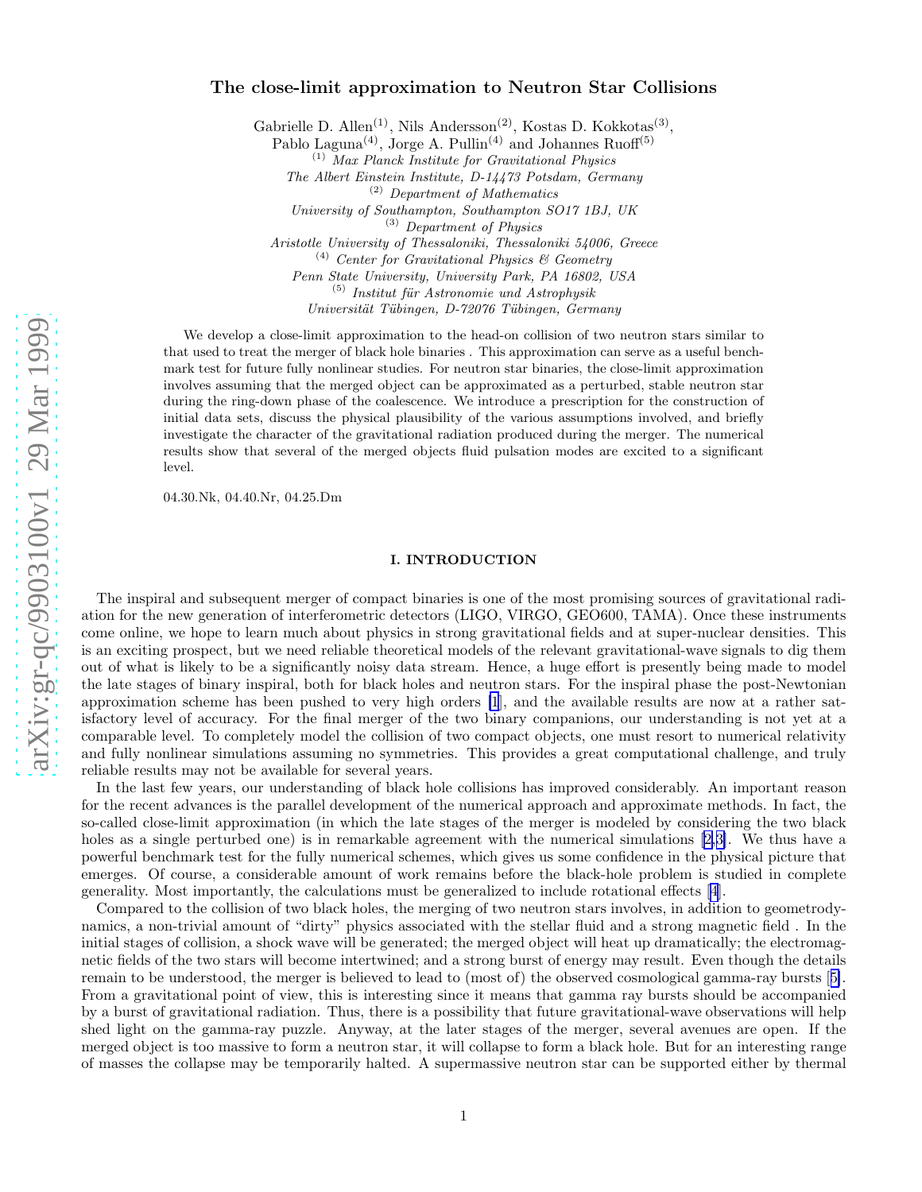# The close-limit approximation to Neutron Star Collisions

Gabrielle D. Allen[(1)], Nils Andersson[(2)], Kostas D. Kokkotas[(3)],
Pablo Laguna[(4)], Jorge A. Pullin[(4)] and Johannes Ruoff[(5)]

[(1)] *Max Planck Institute for Gravitational Physics*
*The Albert Einstein Institute, D-14473 Potsdam, Germany*
[(2)] *Department of Mathematics*
*University of Southampton, Southampton SO17 1BJ, UK*
[(3)] *Department of Physics*
*Aristotle University of Thessaloniki, Thessaloniki 54006, Greece*
[(4)] *Center for Gravitational Physics & Geometry*
*Penn State University, University Park, PA 16802, USA*
[(5)] *Institut für Astronomie und Astrophysik*
*Universität Tübingen, D-72076 Tübingen, Germany*

We develop a close-limit approximation to the head-on collision of two neutron stars similar to that used to treat the merger of black hole binaries . This approximation can serve as a useful benchmark test for future fully nonlinear studies. For neutron star binaries, the close-limit approximation involves assuming that the merged object can be approximated as a perturbed, stable neutron star during the ring-down phase of the coalescence. We introduce a prescription for the construction of initial data sets, discuss the physical plausibility of the various assumptions involved, and briefly investigate the character of the gravitational radiation produced during the merger. The numerical results show that several of the merged objects fluid pulsation modes are excited to a significant level.

04.30.Nk, 04.40.Nr, 04.25.Dm

## I. INTRODUCTION

The inspiral and subsequent merger of compact binaries is one of the most promising sources of gravitational radiation for the new generation of interferometric detectors (LIGO, VIRGO, GEO600, TAMA). Once these instruments come online, we hope to learn much about physics in strong gravitational fields and at super-nuclear densities. This is an exciting prospect, but we need reliable theoretical models of the relevant gravitational-wave signals to dig them out of what is likely to be a significantly noisy data stream. Hence, a huge effort is presently being made to model the late stages of binary inspiral, both for black holes and neutron stars. For the inspiral phase the post-Newtonian approximation scheme has been pushed to very high orders [1], and the available results are now at a rather satisfactory level of accuracy. For the final merger of the two binary companions, our understanding is not yet at a comparable level. To completely model the collision of two compact objects, one must resort to numerical relativity and fully nonlinear simulations assuming no symmetries. This provides a great computational challenge, and truly reliable results may not be available for several years.

In the last few years, our understanding of black hole collisions has improved considerably. An important reason for the recent advances is the parallel development of the numerical approach and approximate methods. In fact, the so-called close-limit approximation (in which the late stages of the merger is modeled by considering the two black holes as a single perturbed one) is in remarkable agreement with the numerical simulations [2,3]. We thus have a powerful benchmark test for the fully numerical schemes, which gives us some confidence in the physical picture that emerges. Of course, a considerable amount of work remains before the black-hole problem is studied in complete generality. Most importantly, the calculations must be generalized to include rotational effects [4].

Compared to the collision of two black holes, the merging of two neutron stars involves, in addition to geometrodynamics, a non-trivial amount of "dirty" physics associated with the stellar fluid and a strong magnetic field . In the initial stages of collision, a shock wave will be generated; the merged object will heat up dramatically; the electromagnetic fields of the two stars will become intertwined; and a strong burst of energy may result. Even though the details remain to be understood, the merger is believed to lead to (most of) the observed cosmological gamma-ray bursts [5]. From a gravitational point of view, this is interesting since it means that gamma ray bursts should be accompanied by a burst of gravitational radiation. Thus, there is a possibility that future gravitational-wave observations will help shed light on the gamma-ray puzzle. Anyway, at the later stages of the merger, several avenues are open. If the merged object is too massive to form a neutron star, it will collapse to form a black hole. But for an interesting range of masses the collapse may be temporarily halted. A supermassive neutron star can be supported either by thermal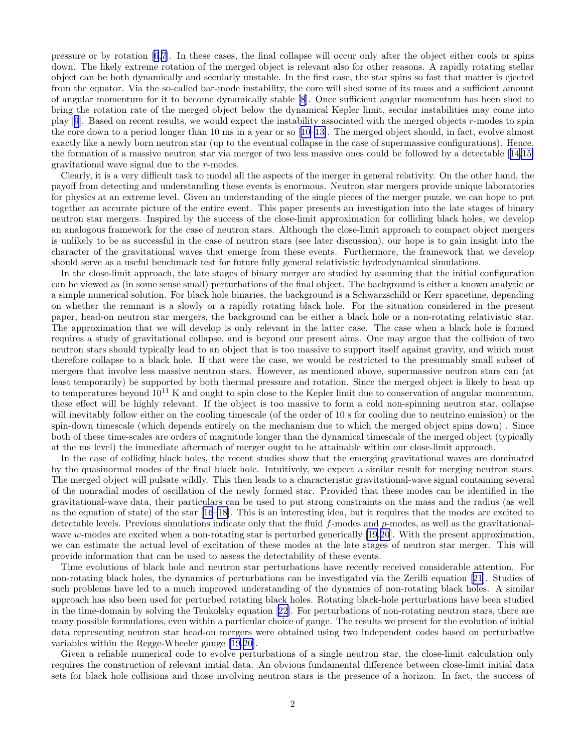pressure or by rotation [6,7]. In these cases, the final collapse will occur only after the object either cools or spins down. The likely extreme rotation of the merged object is relevant also for other reasons. A rapidly rotating stellar object can be both dynamically and secularly unstable. In the first case, the star spins so fast that matter is ejected from the equator. Via the so-called bar-mode instability, the core will shed some of its mass and a sufficient amount of angular momentum for it to become dynamically stable [8]. Once sufficient angular momentum has been shed to bring the rotation rate of the merged object below the dynamical Kepler limit, secular instabilities may come into play [9]. Based on recent results, we would expect the instability associated with the merged objects $r$-modes to spin the core down to a period longer than 10 ms in a year or so [10–13]. The merged object should, in fact, evolve almost exactly like a newly born neutron star (up to the eventual collapse in the case of supermassive configurations). Hence, the formation of a massive neutron star via merger of two less massive ones could be followed by a detectable [14,15] gravitational wave signal due to the $r$-modes.

Clearly, it is a very difficult task to model all the aspects of the merger in general relativity. On the other hand, the payoff from detecting and understanding these events is enormous. Neutron star mergers provide unique laboratories for physics at an extreme level. Given an understanding of the single pieces of the merger puzzle, we can hope to put together an accurate picture of the entire event. This paper presents an investigation into the late stages of binary neutron star mergers. Inspired by the success of the close-limit approximation for colliding black holes, we develop an analogous framework for the case of neutron stars. Although the close-limit approach to compact object mergers is unlikely to be as successful in the case of neutron stars (see later discussion), our hope is to gain insight into the character of the gravitational waves that emerge from these events. Furthermore, the framework that we develop should serve as a useful benchmark test for future fully general relativistic hydrodynamical simulations.

In the close-limit approach, the late stages of binary merger are studied by assuming that the initial configuration can be viewed as (in some sense small) perturbations of the final object. The background is either a known analytic or a simple numerical solution. For black hole binaries, the background is a Schwarzschild or Kerr spacetime, depending on whether the remnant is a slowly or a rapidly rotating black hole. For the situation considered in the present paper, head-on neutron star mergers, the background can be either a black hole or a non-rotating relativistic star. The approximation that we will develop is only relevant in the latter case. The case when a black hole is formed requires a study of gravitational collapse, and is beyond our present aims. One may argue that the collision of two neutron stars should typically lead to an object that is too massive to support itself against gravity, and which must therefore collapse to a black hole. If that were the case, we would be restricted to the presumably small subset of mergers that involve less massive neutron stars. However, as mentioned above, supermassive neutron stars can (at least temporarily) be supported by both thermal pressure and rotation. Since the merged object is likely to heat up to temperatures beyond $10^{11}$ K and ought to spin close to the Kepler limit due to conservation of angular momentum, these effect will be highly relevant. If the object is too massive to form a cold non-spinning neutron star, collapse will inevitably follow either on the cooling timescale (of the order of 10 s for cooling due to neutrino emission) or the spin-down timescale (which depends entirely on the mechanism due to which the merged object spins down) . Since both of these time-scales are orders of magnitude longer than the dynamical timescale of the merged object (typically at the ms level) the immediate aftermath of merger ought to be attainable within our close-limit approach.

In the case of colliding black holes, the recent studies show that the emerging gravitational waves are dominated by the quasinormal modes of the final black hole. Intuitively, we expect a similar result for merging neutron stars. The merged object will pulsate wildly. This then leads to a characteristic gravitational-wave signal containing several of the nonradial modes of oscillation of the newly formed star. Provided that these modes can be identified in the gravitational-wave data, their particulars can be used to put strong constraints on the mass and the radius (as well as the equation of state) of the star [16–18]. This is an interesting idea, but it requires that the modes are excited to detectable levels. Previous simulations indicate only that the fluid $f$-modes and $p$-modes, as well as the gravitational-wave $w$-modes are excited when a non-rotating star is perturbed generically [19,20]. With the present approximation, we can estimate the actual level of excitation of these modes at the late stages of neutron star merger. This will provide information that can be used to assess the detectability of these events.

Time evolutions of black hole and neutron star perturbations have recently received considerable attention. For non-rotating black holes, the dynamics of perturbations can be investigated via the Zerilli equation [21]. Studies of such problems have led to a much improved understanding of the dynamics of non-rotating black holes. A similar approach has also been used for perturbed rotating black holes. Rotating black-hole perturbations have been studied in the time-domain by solving the Teukolsky equation [22]. For perturbations of non-rotating neutron stars, there are many possible formulations, even within a particular choice of gauge. The results we present for the evolution of initial data representing neutron star head-on mergers were obtained using two independent codes based on perturbative variables within the Regge-Wheeler gauge [19,20].

Given a reliable numerical code to evolve perturbations of a single neutron star, the close-limit calculation only requires the construction of relevant initial data. An obvious fundamental difference between close-limit initial data sets for black hole collisions and those involving neutron stars is the presence of a horizon. In fact, the success of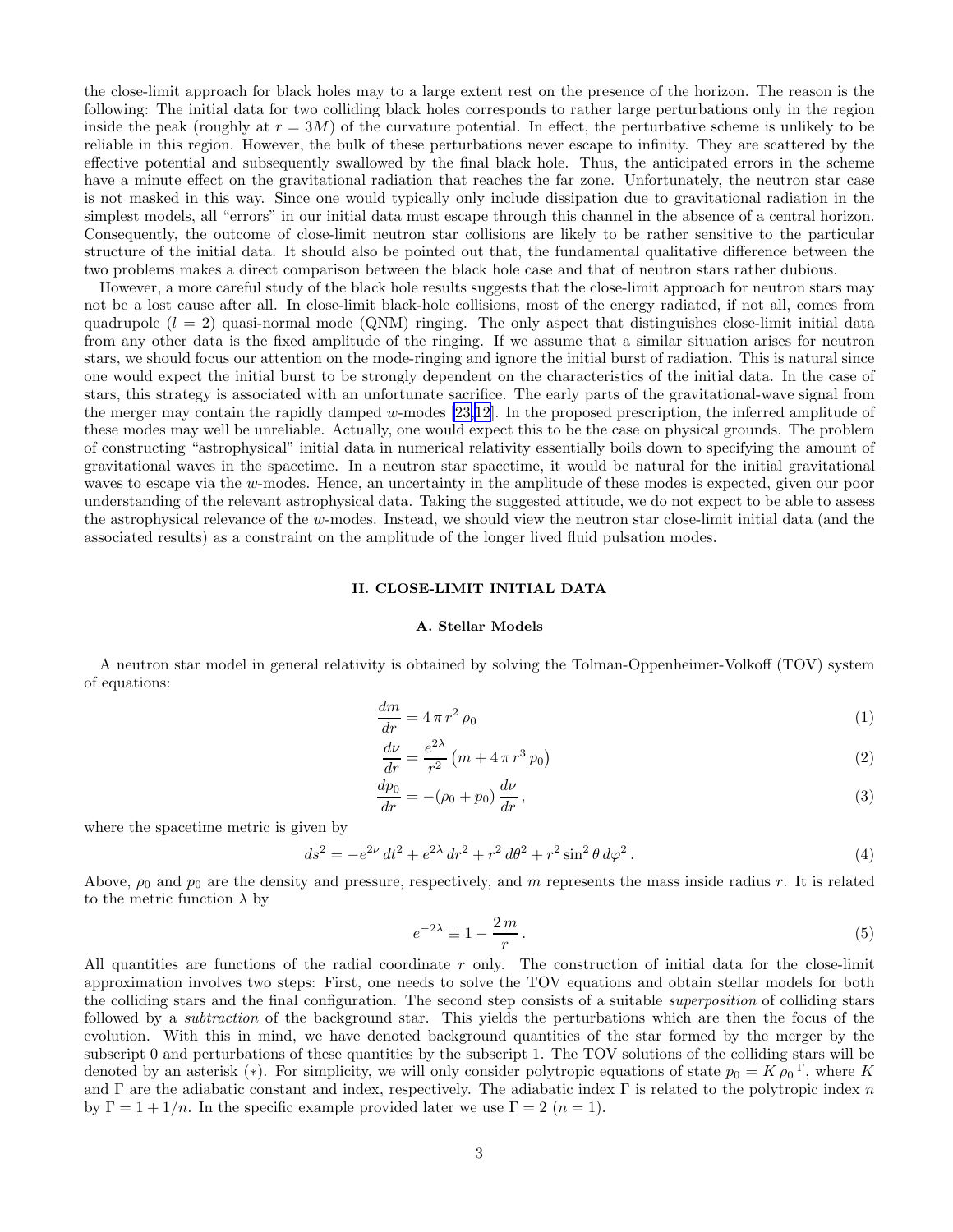the close-limit approach for black holes may to a large extent rest on the presence of the horizon. The reason is the following: The initial data for two colliding black holes corresponds to rather large perturbations only in the region inside the peak (roughly at $r = 3M$) of the curvature potential. In effect, the perturbative scheme is unlikely to be reliable in this region. However, the bulk of these perturbations never escape to infinity. They are scattered by the effective potential and subsequently swallowed by the final black hole. Thus, the anticipated errors in the scheme have a minute effect on the gravitational radiation that reaches the far zone. Unfortunately, the neutron star case is not masked in this way. Since one would typically only include dissipation due to gravitational radiation in the simplest models, all "errors" in our initial data must escape through this channel in the absence of a central horizon. Consequently, the outcome of close-limit neutron star collisions are likely to be rather sensitive to the particular structure of the initial data. It should also be pointed out that, the fundamental qualitative difference between the two problems makes a direct comparison between the black hole case and that of neutron stars rather dubious.

However, a more careful study of the black hole results suggests that the close-limit approach for neutron stars may not be a lost cause after all. In close-limit black-hole collisions, most of the energy radiated, if not all, comes from quadrupole ($l = 2$) quasi-normal mode (QNM) ringing. The only aspect that distinguishes close-limit initial data from any other data is the fixed amplitude of the ringing. If we assume that a similar situation arises for neutron stars, we should focus our attention on the mode-ringing and ignore the initial burst of radiation. This is natural since one would expect the initial burst to be strongly dependent on the characteristics of the initial data. In the case of stars, this strategy is associated with an unfortunate sacrifice. The early parts of the gravitational-wave signal from the merger may contain the rapidly damped $w$-modes [23, 12]. In the proposed prescription, the inferred amplitude of these modes may well be unreliable. Actually, one would expect this to be the case on physical grounds. The problem of constructing "astrophysical" initial data in numerical relativity essentially boils down to specifying the amount of gravitational waves in the spacetime. In a neutron star spacetime, it would be natural for the initial gravitational waves to escape via the $w$-modes. Hence, an uncertainty in the amplitude of these modes is expected, given our poor understanding of the relevant astrophysical data. Taking the suggested attitude, we do not expect to be able to assess the astrophysical relevance of the $w$-modes. Instead, we should view the neutron star close-limit initial data (and the associated results) as a constraint on the amplitude of the longer lived fluid pulsation modes.

## II. CLOSE-LIMIT INITIAL DATA

### A. Stellar Models

A neutron star model in general relativity is obtained by solving the Tolman-Oppenheimer-Volkoff (TOV) system of equations:

$$\frac{dm}{dr} = 4\,\pi\,r^2\,\rho_0 \tag{1}$$

$$\frac{d\nu}{dr} = \frac{e^{2\lambda}}{r^2}\left(m + 4\,\pi\,r^3\,p_0\right) \tag{2}$$

$$\frac{dp_0}{dr} = -(\rho_0 + p_0)\,\frac{d\nu}{dr}\,, \tag{3}$$

where the spacetime metric is given by

$$ds^2 = -e^{2\nu}\,dt^2 + e^{2\lambda}\,dr^2 + r^2\,d\theta^2 + r^2\sin^2\theta\,d\varphi^2\,. \tag{4}$$

Above, $\rho_0$ and $p_0$ are the density and pressure, respectively, and $m$ represents the mass inside radius $r$. It is related to the metric function $\lambda$ by

$$e^{-2\lambda} \equiv 1 - \frac{2\,m}{r}\,. \tag{5}$$

All quantities are functions of the radial coordinate $r$ only. The construction of initial data for the close-limit approximation involves two steps: First, one needs to solve the TOV equations and obtain stellar models for both the colliding stars and the final configuration. The second step consists of a suitable *superposition* of colliding stars followed by a *subtraction* of the background star. This yields the perturbations which are then the focus of the evolution. With this in mind, we have denoted background quantities of the star formed by the merger by the subscript 0 and perturbations of these quantities by the subscript 1. The TOV solutions of the colliding stars will be denoted by an asterisk $(*)$. For simplicity, we will only consider polytropic equations of state $p_0 = K\,\rho_0{}^{\Gamma}$, where $K$ and $\Gamma$ are the adiabatic constant and index, respectively. The adiabatic index $\Gamma$ is related to the polytropic index $n$ by $\Gamma = 1 + 1/n$. In the specific example provided later we use $\Gamma = 2$ $(n = 1)$.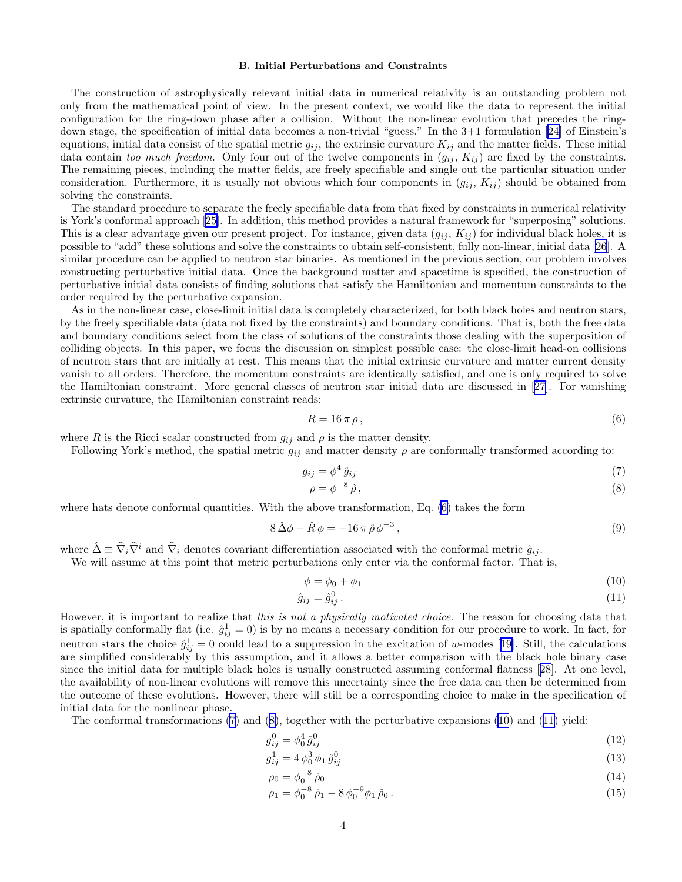### B. Initial Perturbations and Constraints

The construction of astrophysically relevant initial data in numerical relativity is an outstanding problem not only from the mathematical point of view. In the present context, we would like the data to represent the initial configuration for the ring-down phase after a collision. Without the non-linear evolution that precedes the ring-down stage, the specification of initial data becomes a non-trivial "guess." In the 3+1 formulation [24] of Einstein's equations, initial data consist of the spatial metric $g_{ij}$, the extrinsic curvature $K_{ij}$ and the matter fields. These initial data contain *too much freedom*. Only four out of the twelve components in $(g_{ij}, K_{ij})$ are fixed by the constraints. The remaining pieces, including the matter fields, are freely specifiable and single out the particular situation under consideration. Furthermore, it is usually not obvious which four components in $(g_{ij}, K_{ij})$ should be obtained from solving the constraints.

The standard procedure to separate the freely specifiable data from that fixed by constraints in numerical relativity is York's conformal approach [25]. In addition, this method provides a natural framework for "superposing" solutions. This is a clear advantage given our present project. For instance, given data $(g_{ij}, K_{ij})$ for individual black holes, it is possible to "add" these solutions and solve the constraints to obtain self-consistent, fully non-linear, initial data [26]. A similar procedure can be applied to neutron star binaries. As mentioned in the previous section, our problem involves constructing perturbative initial data. Once the background matter and spacetime is specified, the construction of perturbative initial data consists of finding solutions that satisfy the Hamiltonian and momentum constraints to the order required by the perturbative expansion.

As in the non-linear case, close-limit initial data is completely characterized, for both black holes and neutron stars, by the freely specifiable data (data not fixed by the constraints) and boundary conditions. That is, both the free data and boundary conditions select from the class of solutions of the constraints those dealing with the superposition of colliding objects. In this paper, we focus the discussion on simplest possible case: the close-limit head-on collisions of neutron stars that are initially at rest. This means that the initial extrinsic curvature and matter current density vanish to all orders. Therefore, the momentum constraints are identically satisfied, and one is only required to solve the Hamiltonian constraint. More general classes of neutron star initial data are discussed in [27]. For vanishing extrinsic curvature, the Hamiltonian constraint reads:

$$R = 16\,\pi\,\rho\,, \tag{6}$$

where $R$ is the Ricci scalar constructed from $g_{ij}$ and $\rho$ is the matter density.

Following York's method, the spatial metric $g_{ij}$ and matter density $\rho$ are conformally transformed according to:

$$g_{ij} = \phi^4\,\hat{g}_{ij} \tag{7}$$

$$\rho = \phi^{-8}\,\hat{\rho}\,, \tag{8}$$

where hats denote conformal quantities. With the above transformation, Eq. (6) takes the form

$$8\,\hat{\Delta}\phi - \hat{R}\,\phi = -16\,\pi\,\hat{\rho}\,\phi^{-3}\,, \tag{9}$$

where $\hat{\Delta} \equiv \widehat{\nabla}_i \widehat{\nabla}^i$ and $\widehat{\nabla}_i$ denotes covariant differentiation associated with the conformal metric $\hat{g}_{ij}$.

We will assume at this point that metric perturbations only enter via the conformal factor. That is,

$$\phi = \phi_0 + \phi_1 \tag{10}$$

$$\hat{g}_{ij} = \hat{g}^0_{ij}\,. \tag{11}$$

However, it is important to realize that *this is not a physically motivated choice*. The reason for choosing data that is spatially conformally flat (i.e. $\hat{g}^1_{ij} = 0$) is by no means a necessary condition for our procedure to work. In fact, for neutron stars the choice $\hat{g}^1_{ij} = 0$ could lead to a suppression in the excitation of $w$-modes [19]. Still, the calculations are simplified considerably by this assumption, and it allows a better comparison with the black hole binary case since the initial data for multiple black holes is usually constructed assuming conformal flatness [28]. At one level, the availability of non-linear evolutions will remove this uncertainty since the free data can then be determined from the outcome of these evolutions. However, there will still be a corresponding choice to make in the specification of initial data for the nonlinear phase.

The conformal transformations (7) and (8), together with the perturbative expansions (10) and (11) yield:

$$g^0_{ij} = \phi_0^4\,\hat{g}^0_{ij} \tag{12}$$

$$g^1_{ij} = 4\,\phi_0^3\,\phi_1\,\hat{g}^0_{ij} \tag{13}$$

$$\rho_0 = \phi_0^{-8}\,\hat{\rho}_0 \tag{14}$$

$$\rho_1 = \phi_0^{-8}\,\hat{\rho}_1 - 8\,\phi_0^{-9}\phi_1\,\hat{\rho}_0\,. \tag{15}$$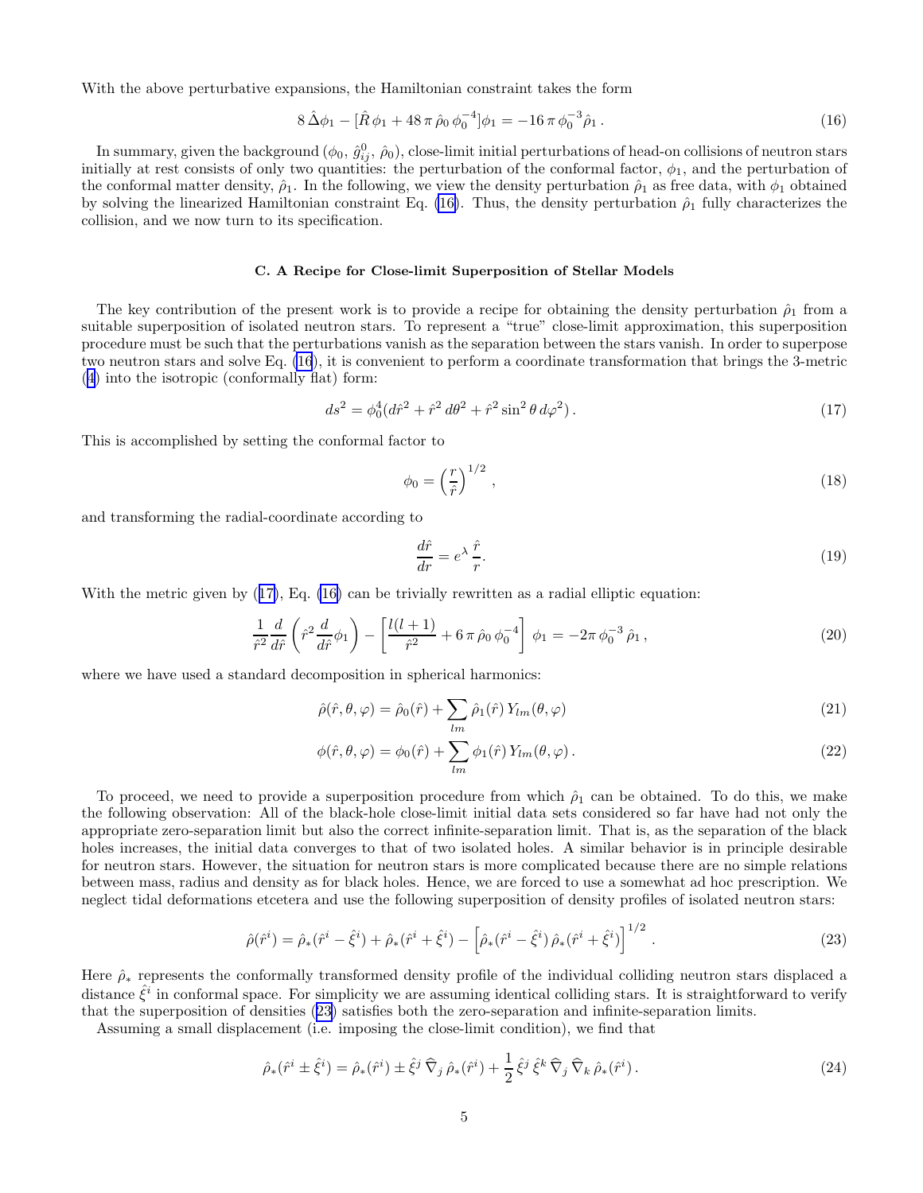With the above perturbative expansions, the Hamiltonian constraint takes the form

$$8\,\hat{\Delta}\phi_1 - [\hat{R}\,\phi_1 + 48\,\pi\,\hat{\rho}_0\,\phi_0^{-4}]\phi_1 = -16\,\pi\,\phi_0^{-3}\,\hat{\rho}_1\,. \tag{16}$$

In summary, given the background ($\phi_0$, $\hat{g}^0_{ij}$, $\hat{\rho}_0$), close-limit initial perturbations of head-on collisions of neutron stars initially at rest consists of only two quantities: the perturbation of the conformal factor, $\phi_1$, and the perturbation of the conformal matter density, $\hat{\rho}_1$. In the following, we view the density perturbation $\hat{\rho}_1$ as free data, with $\phi_1$ obtained by solving the linearized Hamiltonian constraint Eq. (16). Thus, the density perturbation $\hat{\rho}_1$ fully characterizes the collision, and we now turn to its specification.

### C. A Recipe for Close-limit Superposition of Stellar Models

The key contribution of the present work is to provide a recipe for obtaining the density perturbation $\hat{\rho}_1$ from a suitable superposition of isolated neutron stars. To represent a "true" close-limit approximation, this superposition procedure must be such that the perturbations vanish as the separation between the stars vanish. In order to superpose two neutron stars and solve Eq. (16), it is convenient to perform a coordinate transformation that brings the 3-metric (4) into the isotropic (conformally flat) form:

$$ds^2 = \phi_0^4(d\hat{r}^2 + \hat{r}^2\,d\theta^2 + \hat{r}^2\sin^2\theta\,d\varphi^2)\,. \tag{17}$$

This is accomplished by setting the conformal factor to

$$\phi_0 = \left(\frac{r}{\hat{r}}\right)^{1/2}\,, \tag{18}$$

and transforming the radial-coordinate according to

$$\frac{d\hat{r}}{dr} = e^{\lambda}\,\frac{\hat{r}}{r}. \tag{19}$$

With the metric given by (17), Eq. (16) can be trivially rewritten as a radial elliptic equation:

$$\frac{1}{\hat{r}^2}\frac{d}{d\hat{r}}\left(\hat{r}^2\frac{d}{d\hat{r}}\phi_1\right) - \left[\frac{l(l+1)}{\hat{r}^2} + 6\,\pi\,\hat{\rho}_0\,\phi_0^{-4}\right]\,\phi_1 = -2\pi\,\phi_0^{-3}\,\hat{\rho}_1\,, \tag{20}$$

where we have used a standard decomposition in spherical harmonics:

$$\hat{\rho}(\hat{r},\theta,\varphi) = \hat{\rho}_0(\hat{r}) + \sum_{lm}\hat{\rho}_1(\hat{r})\,Y_{lm}(\theta,\varphi) \tag{21}$$

$$\phi(\hat{r},\theta,\varphi) = \phi_0(\hat{r}) + \sum_{lm}\phi_1(\hat{r})\,Y_{lm}(\theta,\varphi)\,. \tag{22}$$

To proceed, we need to provide a superposition procedure from which $\hat{\rho}_1$ can be obtained. To do this, we make the following observation: All of the black-hole close-limit initial data sets considered so far have had not only the appropriate zero-separation limit but also the correct infinite-separation limit. That is, as the separation of the black holes increases, the initial data converges to that of two isolated holes. A similar behavior is in principle desirable for neutron stars. However, the situation for neutron stars is more complicated because there are no simple relations between mass, radius and density as for black holes. Hence, we are forced to use a somewhat ad hoc prescription. We neglect tidal deformations etcetera and use the following superposition of density profiles of isolated neutron stars:

$$\hat{\rho}(\hat{r}^i) = \hat{\rho}_*(\hat{r}^i - \hat{\xi}^i) + \hat{\rho}_*(\hat{r}^i + \hat{\xi}^i) - \left[\hat{\rho}_*(\hat{r}^i - \hat{\xi}^i)\,\hat{\rho}_*(\hat{r}^i + \hat{\xi}^i)\right]^{1/2}. \tag{23}$$

Here $\hat{\rho}_*$ represents the conformally transformed density profile of the individual colliding neutron stars displaced a distance $\hat{\xi}^i$ in conformal space. For simplicity we are assuming identical colliding stars. It is straightforward to verify that the superposition of densities (23) satisfies both the zero-separation and infinite-separation limits.

Assuming a small displacement (i.e. imposing the close-limit condition), we find that

$$\hat{\rho}_*(\hat{r}^i \pm \hat{\xi}^i) = \hat{\rho}_*(\hat{r}^i) \pm \hat{\xi}^j\,\widehat{\nabla}_j\,\hat{\rho}_*(\hat{r}^i) + \frac{1}{2}\,\hat{\xi}^j\,\hat{\xi}^k\,\widehat{\nabla}_j\,\widehat{\nabla}_k\,\hat{\rho}_*(\hat{r}^i)\,. \tag{24}$$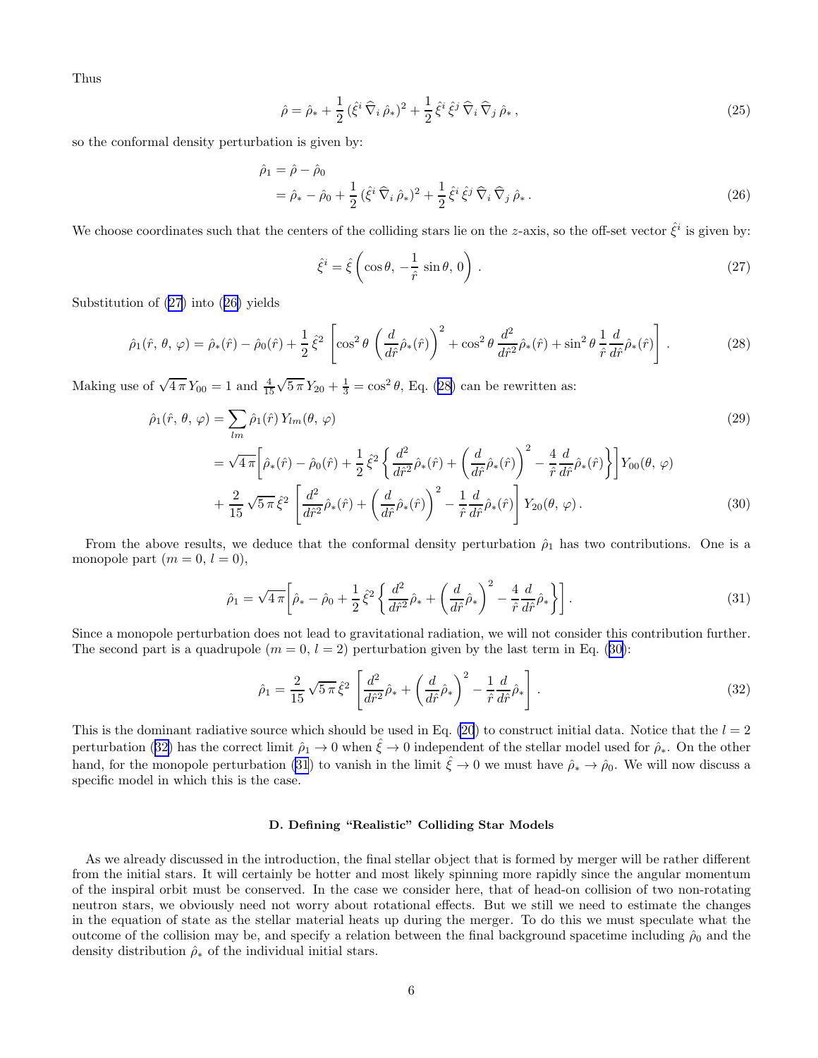Thus

$$\hat{\rho} = \hat{\rho}_* + \frac{1}{2}\,(\hat{\xi}^i\,\widehat{\nabla}_i\,\hat{\rho}_*)^2 + \frac{1}{2}\,\hat{\xi}^i\,\hat{\xi}^j\,\widehat{\nabla}_i\,\widehat{\nabla}_j\,\hat{\rho}_*\,, \tag{25}$$

so the conformal density perturbation is given by:

$$\begin{aligned}\hat{\rho}_1 &= \hat{\rho} - \hat{\rho}_0 \\ &= \hat{\rho}_* - \hat{\rho}_0 + \frac{1}{2}\,(\hat{\xi}^i\,\widehat{\nabla}_i\,\hat{\rho}_*)^2 + \frac{1}{2}\,\hat{\xi}^i\,\hat{\xi}^j\,\widehat{\nabla}_i\,\widehat{\nabla}_j\,\hat{\rho}_*\,.\end{aligned} \tag{26}$$

We choose coordinates such that the centers of the colliding stars lie on the $z$-axis, so the off-set vector $\hat{\xi}^i$ is given by:

$$\hat{\xi}^i = \hat{\xi}\left(\cos\theta,\, -\frac{1}{\hat{r}}\sin\theta,\, 0\right)\,. \tag{27}$$

Substitution of (27) into (26) yields

$$\hat{\rho}_1(\hat{r},\,\theta,\,\varphi) = \hat{\rho}_*(\hat{r}) - \hat{\rho}_0(\hat{r}) + \frac{1}{2}\,\hat{\xi}^2\left[\cos^2\theta\,\left(\frac{d}{d\hat{r}}\hat{\rho}_*(\hat{r})\right)^2 + \cos^2\theta\,\frac{d^2}{d\hat{r}^2}\hat{\rho}_*(\hat{r}) + \sin^2\theta\,\frac{1}{\hat{r}}\,\frac{d}{d\hat{r}}\hat{\rho}_*(\hat{r})\right]. \tag{28}$$

Making use of $\sqrt{4\,\pi}\,Y_{00} = 1$ and $\frac{4}{15}\sqrt{5\,\pi}\,Y_{20} + \frac{1}{3} = \cos^2\theta$, Eq. (28) can be rewritten as:

$$\begin{aligned}\hat{\rho}_1(\hat{r},\,\theta,\,\varphi) &= \sum_{lm}\hat{\rho}_1(\hat{r})\,Y_{lm}(\theta,\,\varphi) &(29)\\ &= \sqrt{4\,\pi}\left[\hat{\rho}_*(\hat{r}) - \hat{\rho}_0(\hat{r}) + \frac{1}{2}\,\hat{\xi}^2\left\{\frac{d^2}{d\hat{r}^2}\hat{\rho}_*(\hat{r}) + \left(\frac{d}{d\hat{r}}\hat{\rho}_*(\hat{r})\right)^2 - \frac{4}{\hat{r}}\,\frac{d}{d\hat{r}}\hat{\rho}_*(\hat{r})\right\}\right]Y_{00}(\theta,\,\varphi) \\ &\quad + \frac{2}{15}\,\sqrt{5\,\pi}\,\hat{\xi}^2\left[\frac{d^2}{d\hat{r}^2}\hat{\rho}_*(\hat{r}) + \left(\frac{d}{d\hat{r}}\hat{\rho}_*(\hat{r})\right)^2 - \frac{1}{\hat{r}}\,\frac{d}{d\hat{r}}\hat{\rho}_*(\hat{r})\right]Y_{20}(\theta,\,\varphi)\,. &(30)\end{aligned}$$

From the above results, we deduce that the conformal density perturbation $\hat{\rho}_1$ has two contributions. One is a monopole part ($m = 0,\, l = 0$),

$$\hat{\rho}_1 = \sqrt{4\,\pi}\left[\hat{\rho}_* - \hat{\rho}_0 + \frac{1}{2}\,\hat{\xi}^2\left\{\frac{d^2}{d\hat{r}^2}\hat{\rho}_* + \left(\frac{d}{d\hat{r}}\hat{\rho}_*\right)^2 - \frac{4}{\hat{r}}\,\frac{d}{d\hat{r}}\hat{\rho}_*\right\}\right]. \tag{31}$$

Since a monopole perturbation does not lead to gravitational radiation, we will not consider this contribution further. The second part is a quadrupole ($m = 0,\, l = 2$) perturbation given by the last term in Eq. (30):

$$\hat{\rho}_1 = \frac{2}{15}\,\sqrt{5\,\pi}\,\hat{\xi}^2\left[\frac{d^2}{d\hat{r}^2}\hat{\rho}_* + \left(\frac{d}{d\hat{r}}\hat{\rho}_*\right)^2 - \frac{1}{\hat{r}}\,\frac{d}{d\hat{r}}\hat{\rho}_*\right]. \tag{32}$$

This is the dominant radiative source which should be used in Eq. (20) to construct initial data. Notice that the $l = 2$ perturbation (32) has the correct limit $\hat{\rho}_1 \to 0$ when $\hat{\xi} \to 0$ independent of the stellar model used for $\hat{\rho}_*$. On the other hand, for the monopole perturbation (31) to vanish in the limit $\hat{\xi} \to 0$ we must have $\hat{\rho}_* \to \hat{\rho}_0$. We will now discuss a specific model in which this is the case.

### D. Defining "Realistic" Colliding Star Models

As we already discussed in the introduction, the final stellar object that is formed by merger will be rather different from the initial stars. It will certainly be hotter and most likely spinning more rapidly since the angular momentum of the inspiral orbit must be conserved. In the case we consider here, that of head-on collision of two non-rotating neutron stars, we obviously need not worry about rotational effects. But we still we need to estimate the changes in the equation of state as the stellar material heats up during the merger. To do this we must speculate what the outcome of the collision may be, and specify a relation between the final background spacetime including $\hat{\rho}_0$ and the density distribution $\hat{\rho}_*$ of the individual initial stars.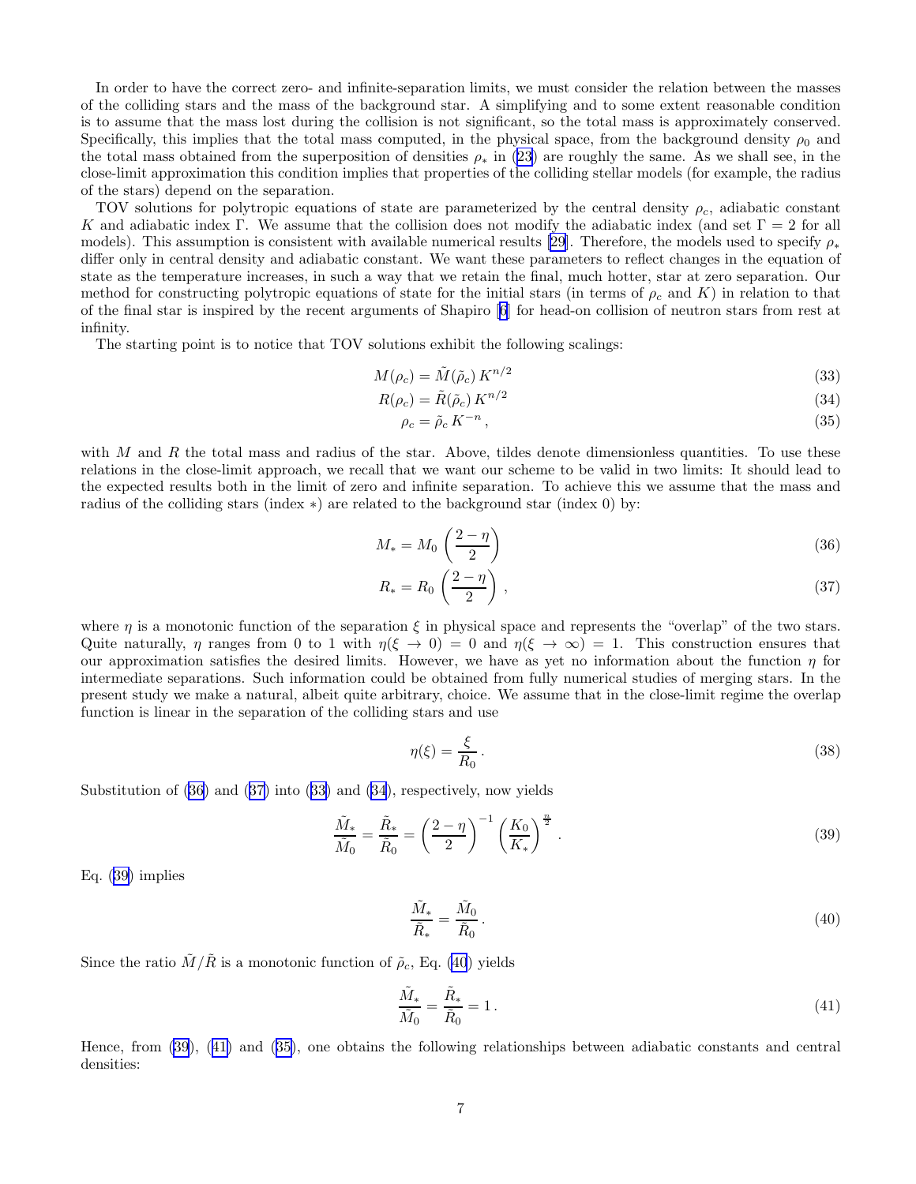In order to have the correct zero- and infinite-separation limits, we must consider the relation between the masses of the colliding stars and the mass of the background star. A simplifying and to some extent reasonable condition is to assume that the mass lost during the collision is not significant, so the total mass is approximately conserved. Specifically, this implies that the total mass computed, in the physical space, from the background density $\rho_0$ and the total mass obtained from the superposition of densities $\rho_*$ in (23) are roughly the same. As we shall see, in the close-limit approximation this condition implies that properties of the colliding stellar models (for example, the radius of the stars) depend on the separation.

TOV solutions for polytropic equations of state are parameterized by the central density $\rho_c$, adiabatic constant $K$ and adiabatic index $\Gamma$. We assume that the collision does not modify the adiabatic index (and set $\Gamma = 2$ for all models). This assumption is consistent with available numerical results [29]. Therefore, the models used to specify $\rho_*$ differ only in central density and adiabatic constant. We want these parameters to reflect changes in the equation of state as the temperature increases, in such a way that we retain the final, much hotter, star at zero separation. Our method for constructing polytropic equations of state for the initial stars (in terms of $\rho_c$ and $K$) in relation to that of the final star is inspired by the recent arguments of Shapiro [6] for head-on collision of neutron stars from rest at infinity.

The starting point is to notice that TOV solutions exhibit the following scalings:

$$M(\rho_c) = \tilde{M}(\tilde{\rho}_c)\, K^{n/2} \tag{33}$$

$$R(\rho_c) = \tilde{R}(\tilde{\rho}_c)\, K^{n/2} \tag{34}$$

$$\rho_c = \tilde{\rho}_c\, K^{-n}\,, \tag{35}$$

with $M$ and $R$ the total mass and radius of the star. Above, tildes denote dimensionless quantities. To use these relations in the close-limit approach, we recall that we want our scheme to be valid in two limits: It should lead to the expected results both in the limit of zero and infinite separation. To achieve this we assume that the mass and radius of the colliding stars (index $*$) are related to the background star (index 0) by:

$$M_* = M_0 \left(\frac{2-\eta}{2}\right) \tag{36}$$

$$R_* = R_0 \left(\frac{2-\eta}{2}\right)\,, \tag{37}$$

where $\eta$ is a monotonic function of the separation $\xi$ in physical space and represents the "overlap" of the two stars. Quite naturally, $\eta$ ranges from 0 to 1 with $\eta(\xi \to 0) = 0$ and $\eta(\xi \to \infty) = 1$. This construction ensures that our approximation satisfies the desired limits. However, we have as yet no information about the function $\eta$ for intermediate separations. Such information could be obtained from fully numerical studies of merging stars. In the present study we make a natural, albeit quite arbitrary, choice. We assume that in the close-limit regime the overlap function is linear in the separation of the colliding stars and use

$$\eta(\xi) = \frac{\xi}{R_0}\,. \tag{38}$$

Substitution of (36) and (37) into (33) and (34), respectively, now yields

$$\frac{\tilde{M}_*}{\tilde{M}_0} = \frac{\tilde{R}_*}{\tilde{R}_0} = \left(\frac{2-\eta}{2}\right)^{-1} \left(\frac{K_0}{K_*}\right)^{\frac{n}{2}}\,. \tag{39}$$

Eq. (39) implies

$$\frac{\tilde{M}_*}{\tilde{R}_*} = \frac{\tilde{M}_0}{\tilde{R}_0}\,. \tag{40}$$

Since the ratio $\tilde{M}/\tilde{R}$ is a monotonic function of $\tilde{\rho}_c$, Eq. (40) yields

$$\frac{\tilde{M}_*}{\tilde{M}_0} = \frac{\tilde{R}_*}{\tilde{R}_0} = 1\,. \tag{41}$$

Hence, from (39), (41) and (35), one obtains the following relationships between adiabatic constants and central densities: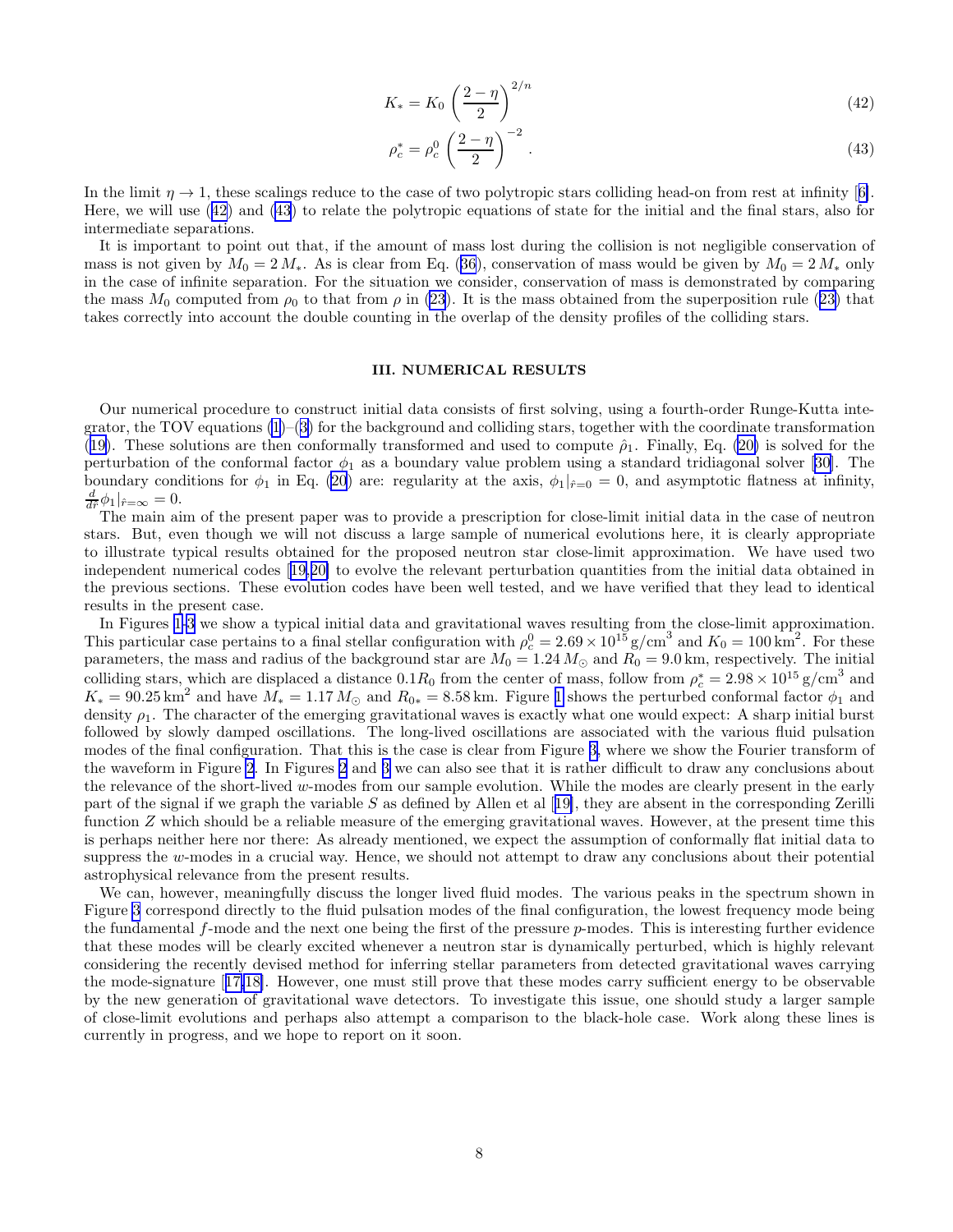$$K_* = K_0 \left(\frac{2-\eta}{2}\right)^{2/n} \tag{42}$$

$$\rho_c^* = \rho_c^0 \left(\frac{2-\eta}{2}\right)^{-2}. \tag{43}$$

In the limit $\eta \to 1$, these scalings reduce to the case of two polytropic stars colliding head-on from rest at infinity [6]. Here, we will use (42) and (43) to relate the polytropic equations of state for the initial and the final stars, also for intermediate separations.

It is important to point out that, if the amount of mass lost during the collision is not negligible conservation of mass is not given by $M_0 = 2\,M_*$. As is clear from Eq. (36), conservation of mass would be given by $M_0 = 2\,M_*$ only in the case of infinite separation. For the situation we consider, conservation of mass is demonstrated by comparing the mass $M_0$ computed from $\rho_0$ to that from $\rho$ in (23). It is the mass obtained from the superposition rule (23) that takes correctly into account the double counting in the overlap of the density profiles of the colliding stars.

## III. NUMERICAL RESULTS

Our numerical procedure to construct initial data consists of first solving, using a fourth-order Runge-Kutta integrator, the TOV equations (1)–(3) for the background and colliding stars, together with the coordinate transformation (19). These solutions are then conformally transformed and used to compute $\hat{\rho}_1$. Finally, Eq. (20) is solved for the perturbation of the conformal factor $\phi_1$ as a boundary value problem using a standard tridiagonal solver [30]. The boundary conditions for $\phi_1$ in Eq. (20) are: regularity at the axis, $\phi_1|_{\hat{r}=0} = 0$, and asymptotic flatness at infinity, $\frac{d}{d\hat{r}}\phi_1|_{\hat{r}=\infty} = 0$.

The main aim of the present paper was to provide a prescription for close-limit initial data in the case of neutron stars. But, even though we will not discuss a large sample of numerical evolutions here, it is clearly appropriate to illustrate typical results obtained for the proposed neutron star close-limit approximation. We have used two independent numerical codes [19,20] to evolve the relevant perturbation quantities from the initial data obtained in the previous sections. These evolution codes have been well tested, and we have verified that they lead to identical results in the present case.

In Figures 1-3 we show a typical initial data and gravitational waves resulting from the close-limit approximation. This particular case pertains to a final stellar configuration with $\rho_c^0 = 2.69 \times 10^{15}\,\mathrm{g/cm}^3$ and $K_0 = 100\,\mathrm{km}^2$. For these parameters, the mass and radius of the background star are $M_0 = 1.24\,M_\odot$ and $R_0 = 9.0\,\mathrm{km}$, respectively. The initial colliding stars, which are displaced a distance $0.1R_0$ from the center of mass, follow from $\rho_c^* = 2.98 \times 10^{15}\,\mathrm{g/cm}^3$ and $K_* = 90.25\,\mathrm{km}^2$ and have $M_* = 1.17\,M_\odot$ and $R_{0*} = 8.58\,\mathrm{km}$. Figure 1 shows the perturbed conformal factor $\phi_1$ and density $\rho_1$. The character of the emerging gravitational waves is exactly what one would expect: A sharp initial burst followed by slowly damped oscillations. The long-lived oscillations are associated with the various fluid pulsation modes of the final configuration. That this is the case is clear from Figure 3, where we show the Fourier transform of the waveform in Figure 2. In Figures 2 and 3 we can also see that it is rather difficult to draw any conclusions about the relevance of the short-lived $w$-modes from our sample evolution. While the modes are clearly present in the early part of the signal if we graph the variable $S$ as defined by Allen et al [19], they are absent in the corresponding Zerilli function $Z$ which should be a reliable measure of the emerging gravitational waves. However, at the present time this is perhaps neither here nor there: As already mentioned, we expect the assumption of conformally flat initial data to suppress the $w$-modes in a crucial way. Hence, we should not attempt to draw any conclusions about their potential astrophysical relevance from the present results.

We can, however, meaningfully discuss the longer lived fluid modes. The various peaks in the spectrum shown in Figure 3 correspond directly to the fluid pulsation modes of the final configuration, the lowest frequency mode being the fundamental $f$-mode and the next one being the first of the pressure $p$-modes. This is interesting further evidence that these modes will be clearly excited whenever a neutron star is dynamically perturbed, which is highly relevant considering the recently devised method for inferring stellar parameters from detected gravitational waves carrying the mode-signature [17,18]. However, one must still prove that these modes carry sufficient energy to be observable by the new generation of gravitational wave detectors. To investigate this issue, one should study a larger sample of close-limit evolutions and perhaps also attempt a comparison to the black-hole case. Work along these lines is currently in progress, and we hope to report on it soon.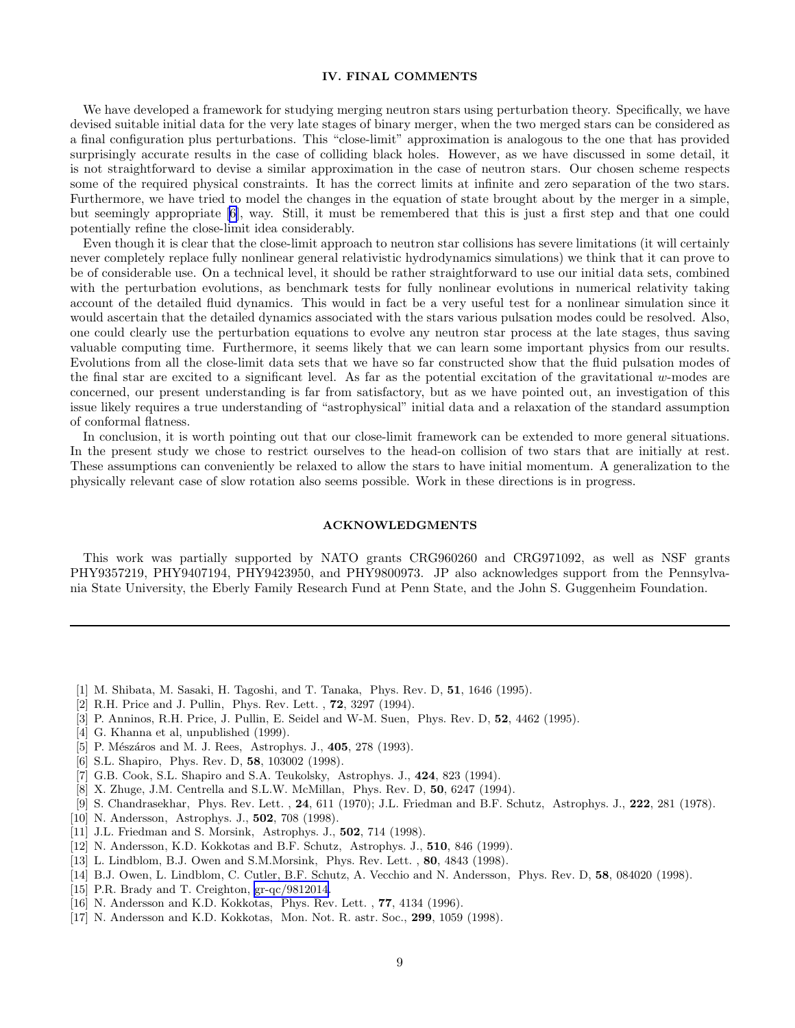## IV. FINAL COMMENTS

We have developed a framework for studying merging neutron stars using perturbation theory. Specifically, we have devised suitable initial data for the very late stages of binary merger, when the two merged stars can be considered as a final configuration plus perturbations. This "close-limit" approximation is analogous to the one that has provided surprisingly accurate results in the case of colliding black holes. However, as we have discussed in some detail, it is not straightforward to devise a similar approximation in the case of neutron stars. Our chosen scheme respects some of the required physical constraints. It has the correct limits at infinite and zero separation of the two stars. Furthermore, we have tried to model the changes in the equation of state brought about by the merger in a simple, but seemingly appropriate [6], way. Still, it must be remembered that this is just a first step and that one could potentially refine the close-limit idea considerably.

Even though it is clear that the close-limit approach to neutron star collisions has severe limitations (it will certainly never completely replace fully nonlinear general relativistic hydrodynamics simulations) we think that it can prove to be of considerable use. On a technical level, it should be rather straightforward to use our initial data sets, combined with the perturbation evolutions, as benchmark tests for fully nonlinear evolutions in numerical relativity taking account of the detailed fluid dynamics. This would in fact be a very useful test for a nonlinear simulation since it would ascertain that the detailed dynamics associated with the stars various pulsation modes could be resolved. Also, one could clearly use the perturbation equations to evolve any neutron star process at the late stages, thus saving valuable computing time. Furthermore, it seems likely that we can learn some important physics from our results. Evolutions from all the close-limit data sets that we have so far constructed show that the fluid pulsation modes of the final star are excited to a significant level. As far as the potential excitation of the gravitational $w$-modes are concerned, our present understanding is far from satisfactory, but as we have pointed out, an investigation of this issue likely requires a true understanding of "astrophysical" initial data and a relaxation of the standard assumption of conformal flatness.

In conclusion, it is worth pointing out that our close-limit framework can be extended to more general situations. In the present study we chose to restrict ourselves to the head-on collision of two stars that are initially at rest. These assumptions can conveniently be relaxed to allow the stars to have initial momentum. A generalization to the physically relevant case of slow rotation also seems possible. Work in these directions is in progress.

## ACKNOWLEDGMENTS

This work was partially supported by NATO grants CRG960260 and CRG971092, as well as NSF grants PHY9357219, PHY9407194, PHY9423950, and PHY9800973. JP also acknowledges support from the Pennsylvania State University, the Eberly Family Research Fund at Penn State, and the John S. Guggenheim Foundation.

---

[1] M. Shibata, M. Sasaki, H. Tagoshi, and T. Tanaka, Phys. Rev. D, **51**, 1646 (1995).

[2] R.H. Price and J. Pullin, Phys. Rev. Lett. , **72**, 3297 (1994).

[3] P. Anninos, R.H. Price, J. Pullin, E. Seidel and W-M. Suen, Phys. Rev. D, **52**, 4462 (1995).

[4] G. Khanna et al, unpublished (1999).

[5] P. Mészáros and M. J. Rees, Astrophys. J., **405**, 278 (1993).

[6] S.L. Shapiro, Phys. Rev. D, **58**, 103002 (1998).

[7] G.B. Cook, S.L. Shapiro and S.A. Teukolsky, Astrophys. J., **424**, 823 (1994).

[8] X. Zhuge, J.M. Centrella and S.L.W. McMillan, Phys. Rev. D, **50**, 6247 (1994).

[9] S. Chandrasekhar, Phys. Rev. Lett. , **24**, 611 (1970); J.L. Friedman and B.F. Schutz, Astrophys. J., **222**, 281 (1978).

[10] N. Andersson, Astrophys. J., **502**, 708 (1998).

[11] J.L. Friedman and S. Morsink, Astrophys. J., **502**, 714 (1998).

[12] N. Andersson, K.D. Kokkotas and B.F. Schutz, Astrophys. J., **510**, 846 (1999).

[13] L. Lindblom, B.J. Owen and S.M.Morsink, Phys. Rev. Lett. , **80**, 4843 (1998).

[14] B.J. Owen, L. Lindblom, C. Cutler, B.F. Schutz, A. Vecchio and N. Andersson, Phys. Rev. D, **58**, 084020 (1998).

[15] P.R. Brady and T. Creighton, gr-qc/9812014.

[16] N. Andersson and K.D. Kokkotas, Phys. Rev. Lett. , **77**, 4134 (1996).

[17] N. Andersson and K.D. Kokkotas, Mon. Not. R. astr. Soc., **299**, 1059 (1998).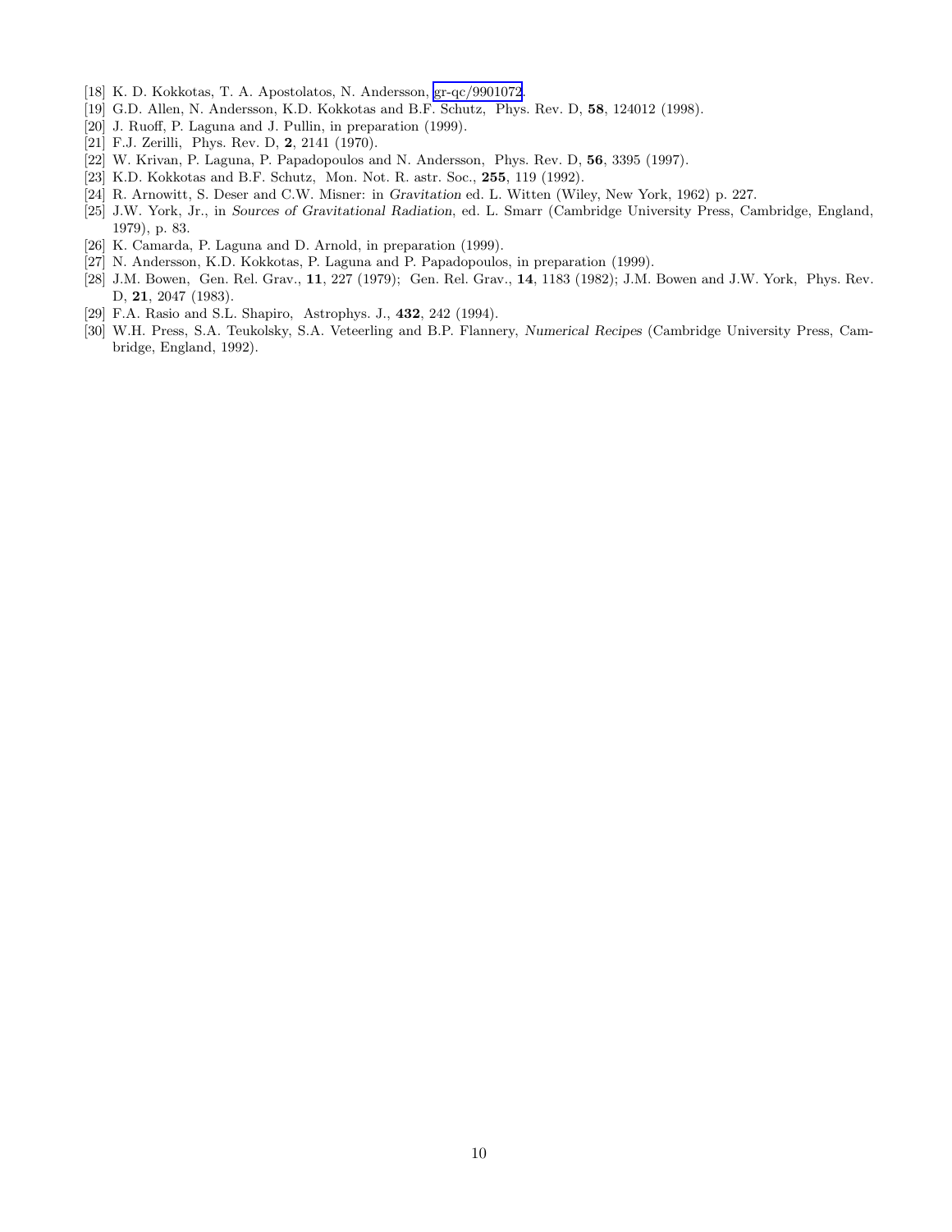[18] K. D. Kokkotas, T. A. Apostolatos, N. Andersson, gr-qc/9901072.

[19] G.D. Allen, N. Andersson, K.D. Kokkotas and B.F. Schutz, Phys. Rev. D, **58**, 124012 (1998).

[20] J. Ruoff, P. Laguna and J. Pullin, in preparation (1999).

[21] F.J. Zerilli, Phys. Rev. D, **2**, 2141 (1970).

[22] W. Krivan, P. Laguna, P. Papadopoulos and N. Andersson, Phys. Rev. D, **56**, 3395 (1997).

[23] K.D. Kokkotas and B.F. Schutz, Mon. Not. R. astr. Soc., **255**, 119 (1992).

[24] R. Arnowitt, S. Deser and C.W. Misner: in *Gravitation* ed. L. Witten (Wiley, New York, 1962) p. 227.

[25] J.W. York, Jr., in *Sources of Gravitational Radiation*, ed. L. Smarr (Cambridge University Press, Cambridge, England, 1979), p. 83.

[26] K. Camarda, P. Laguna and D. Arnold, in preparation (1999).

[27] N. Andersson, K.D. Kokkotas, P. Laguna and P. Papadopoulos, in preparation (1999).

[28] J.M. Bowen, Gen. Rel. Grav., **11**, 227 (1979); Gen. Rel. Grav., **14**, 1183 (1982); J.M. Bowen and J.W. York, Phys. Rev. D, **21**, 2047 (1983).

[29] F.A. Rasio and S.L. Shapiro, Astrophys. J., **432**, 242 (1994).

[30] W.H. Press, S.A. Teukolsky, S.A. Veteerling and B.P. Flannery, *Numerical Recipes* (Cambridge University Press, Cambridge, England, 1992).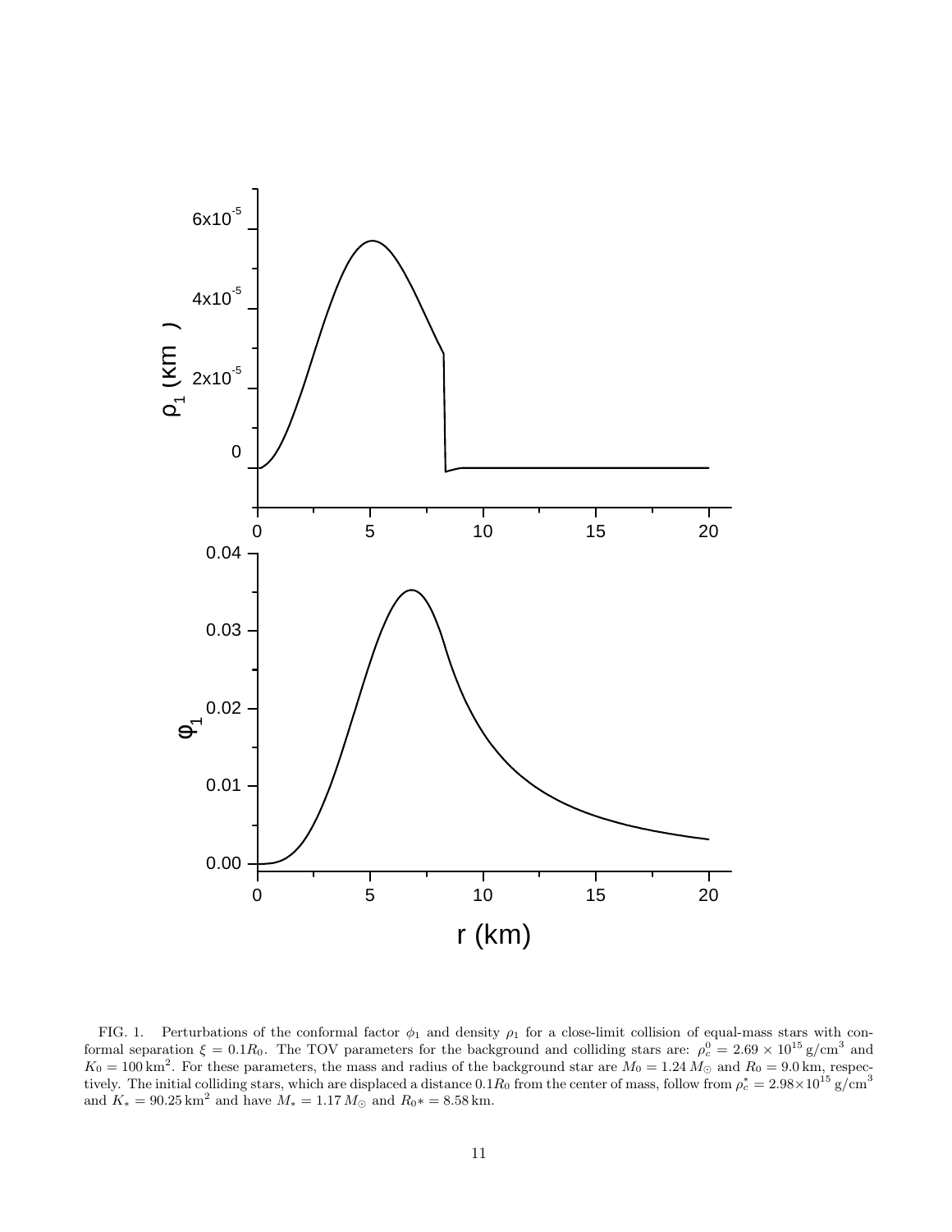FIG. 1. Perturbations of the conformal factor $\phi_1$ and density $\rho_1$ for a close-limit collision of equal-mass stars with conformal separation $\xi = 0.1R_0$. The TOV parameters for the background and colliding stars are: $\rho_c^0 = 2.69 \times 10^{15}\,\mathrm{g/cm^3}$ and $K_0 = 100\,\mathrm{km}^2$. For these parameters, the mass and radius of the background star are $M_0 = 1.24\,M_\odot$ and $R_0 = 9.0\,\mathrm{km}$, respectively. The initial colliding stars, which are displaced a distance $0.1R_0$ from the center of mass, follow from $\rho_c^* = 2.98\times10^{15}\,\mathrm{g/cm^3}$ and $K_* = 90.25\,\mathrm{km}^2$ and have $M_* = 1.17\,M_\odot$ and $R_0* = 8.58\,\mathrm{km}$.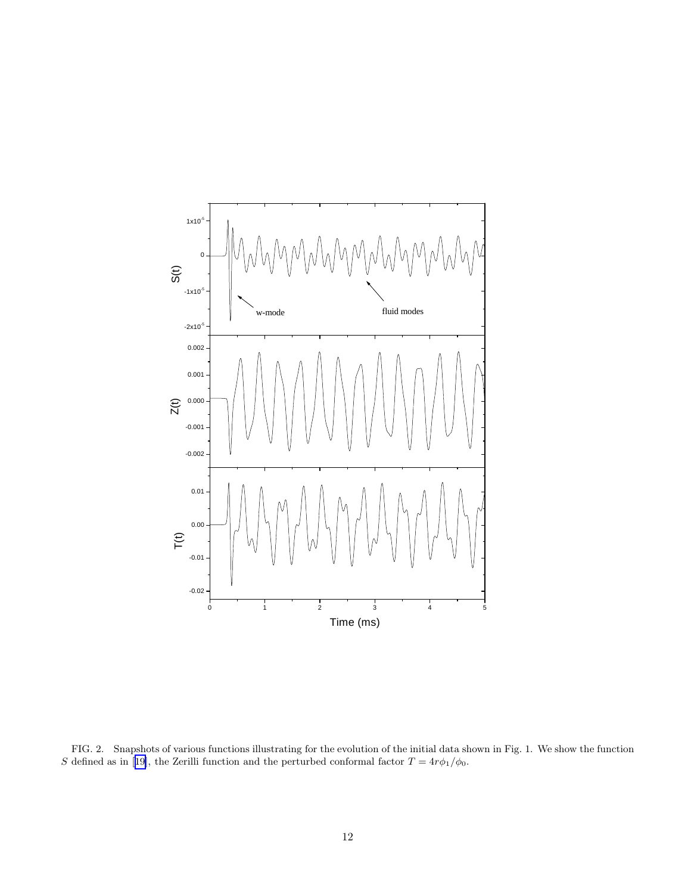FIG. 2. Snapshots of various functions illustrating for the evolution of the initial data shown in Fig. 1. We show the function $S$ defined as in [19], the Zerilli function and the perturbed conformal factor $T = 4r\phi_1/\phi_0$.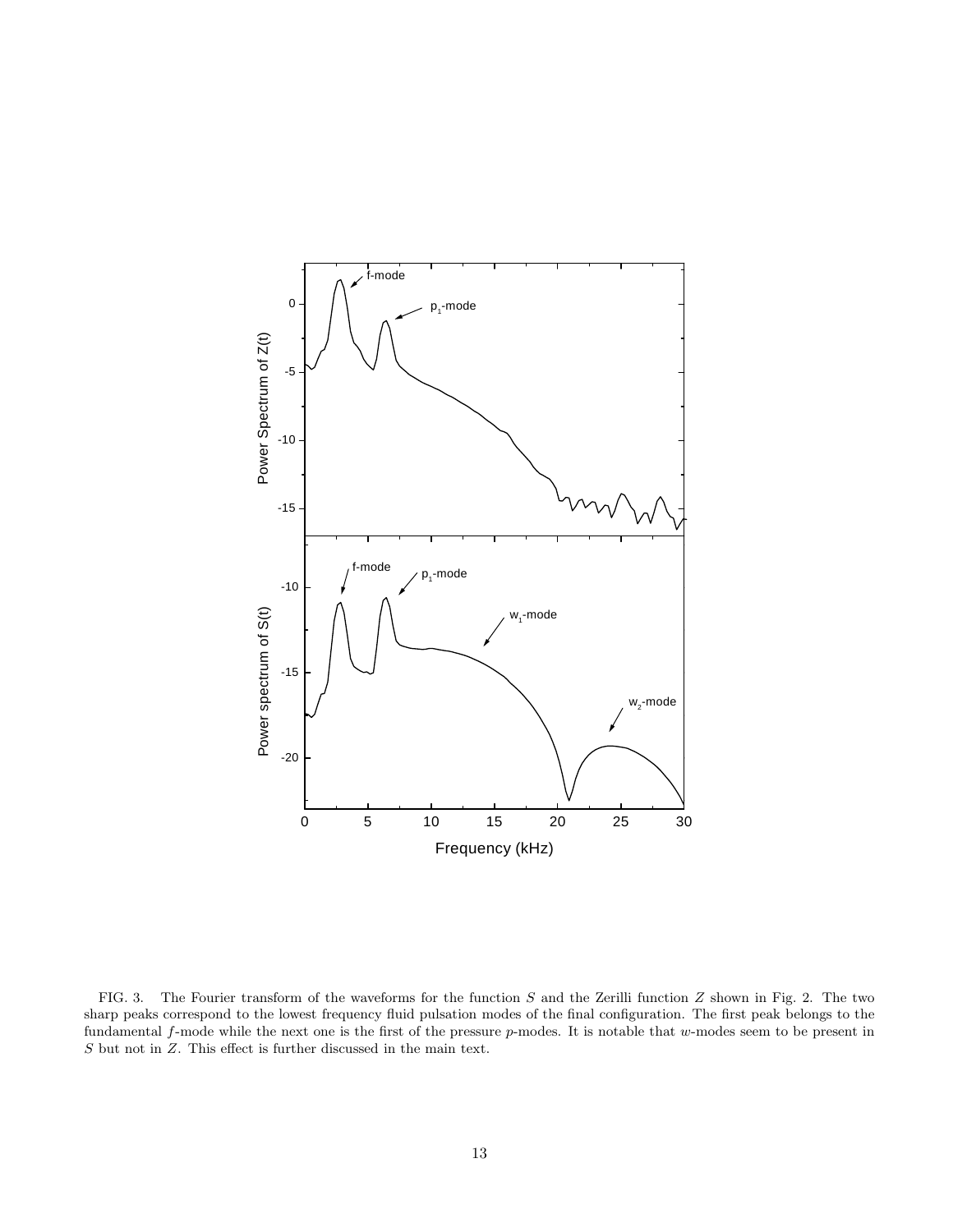f-mode

p$_1$-mode

Power Spectrum of Z(t)

0

-5

-10

-15

f-mode

p$_1$-mode

w$_1$-mode

w$_2$-mode

Power spectrum of S(t)

-10

-15

-20

0 5 10 15 20 25 30

Frequency (kHz)

FIG. 3. The Fourier transform of the waveforms for the function $S$ and the Zerilli function $Z$ shown in Fig. 2. The two sharp peaks correspond to the lowest frequency fluid pulsation modes of the final configuration. The first peak belongs to the fundamental $f$-mode while the next one is the first of the pressure $p$-modes. It is notable that $w$-modes seem to be present in $S$ but not in $Z$. This effect is further discussed in the main text.